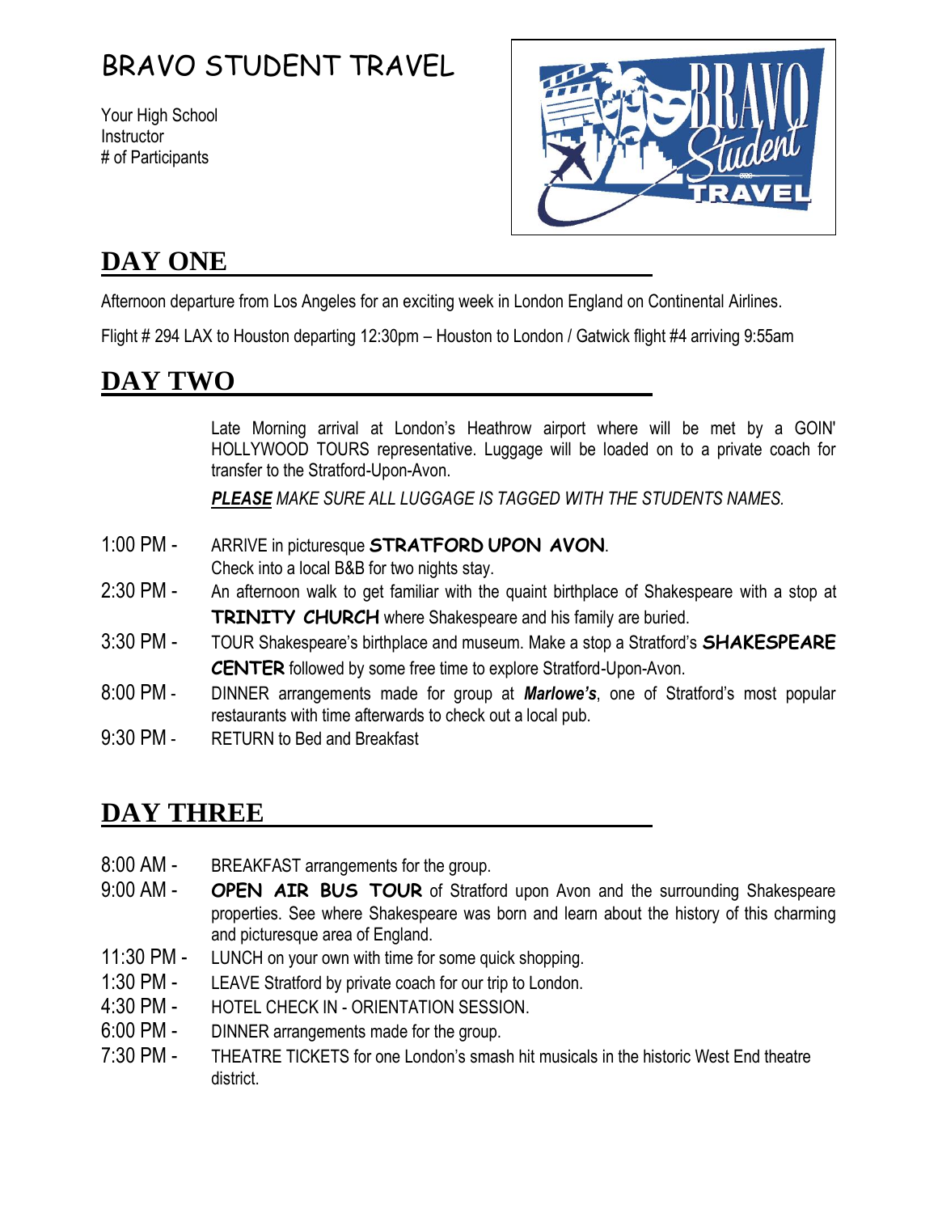# BRAVO STUDENT TRAVEL

Your High School
Instructor
# of Participants

## DAY ONE

Afternoon departure from Los Angeles for an exciting week in London England on Continental Airlines.

Flight # 294 LAX to Houston departing 12:30pm – Houston to London / Gatwick flight #4 arriving 9:55am

## DAY TWO

Late Morning arrival at London's Heathrow airport where will be met by a GOIN' HOLLYWOOD TOURS representative. Luggage will be loaded on to a private coach for transfer to the Stratford-Upon-Avon.

***PLEASE*** *MAKE SURE ALL LUGGAGE IS TAGGED WITH THE STUDENTS NAMES.*

1:00 PM - ARRIVE in picturesque **STRATFORD UPON AVON**. Check into a local B&B for two nights stay.

2:30 PM - An afternoon walk to get familiar with the quaint birthplace of Shakespeare with a stop at **TRINITY CHURCH** where Shakespeare and his family are buried.

3:30 PM - TOUR Shakespeare's birthplace and museum. Make a stop a Stratford's **SHAKESPEARE CENTER** followed by some free time to explore Stratford-Upon-Avon.

8:00 PM - DINNER arrangements made for group at ***Marlowe's***, one of Stratford's most popular restaurants with time afterwards to check out a local pub.

9:30 PM - RETURN to Bed and Breakfast

## DAY THREE

8:00 AM - BREAKFAST arrangements for the group.

9:00 AM - **OPEN AIR BUS TOUR** of Stratford upon Avon and the surrounding Shakespeare properties. See where Shakespeare was born and learn about the history of this charming and picturesque area of England.

11:30 PM - LUNCH on your own with time for some quick shopping.

1:30 PM - LEAVE Stratford by private coach for our trip to London.

4:30 PM - HOTEL CHECK IN - ORIENTATION SESSION.

6:00 PM - DINNER arrangements made for the group.

7:30 PM - THEATRE TICKETS for one London's smash hit musicals in the historic West End theatre district.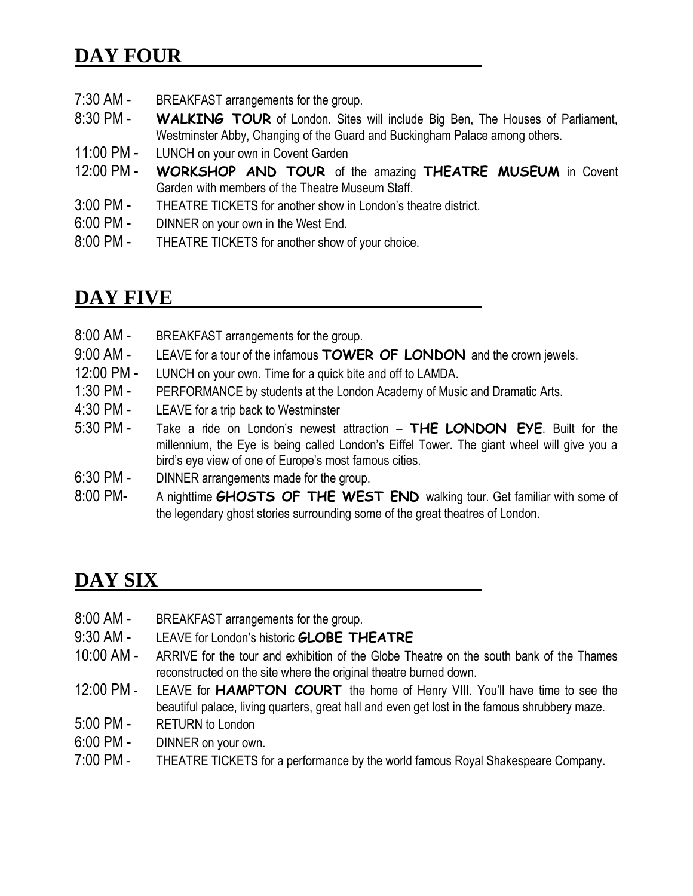## DAY FOUR

7:30 AM - BREAKFAST arrangements for the group.

8:30 PM - **WALKING TOUR** of London. Sites will include Big Ben, The Houses of Parliament, Westminster Abby, Changing of the Guard and Buckingham Palace among others.

11:00 PM - LUNCH on your own in Covent Garden

12:00 PM - **WORKSHOP AND TOUR** of the amazing **THEATRE MUSEUM** in Covent Garden with members of the Theatre Museum Staff.

3:00 PM - THEATRE TICKETS for another show in London's theatre district.

6:00 PM - DINNER on your own in the West End.

8:00 PM - THEATRE TICKETS for another show of your choice.

## DAY FIVE

8:00 AM - BREAKFAST arrangements for the group.

9:00 AM - LEAVE for a tour of the infamous **TOWER OF LONDON** and the crown jewels.

12:00 PM - LUNCH on your own. Time for a quick bite and off to LAMDA.

1:30 PM - PERFORMANCE by students at the London Academy of Music and Dramatic Arts.

4:30 PM - LEAVE for a trip back to Westminster

5:30 PM - Take a ride on London's newest attraction – **THE LONDON EYE**. Built for the millennium, the Eye is being called London's Eiffel Tower. The giant wheel will give you a bird's eye view of one of Europe's most famous cities.

6:30 PM - DINNER arrangements made for the group.

8:00 PM- A nighttime ***GHOSTS OF THE WEST END*** walking tour. Get familiar with some of the legendary ghost stories surrounding some of the great theatres of London.

## DAY SIX

8:00 AM - BREAKFAST arrangements for the group.

9:30 AM - LEAVE for London's historic ***GLOBE THEATRE***

10:00 AM - ARRIVE for the tour and exhibition of the Globe Theatre on the south bank of the Thames reconstructed on the site where the original theatre burned down.

12:00 PM - LEAVE for **HAMPTON COURT** the home of Henry VIII. You'll have time to see the beautiful palace, living quarters, great hall and even get lost in the famous shrubbery maze.

5:00 PM - RETURN to London

6:00 PM - DINNER on your own.

7:00 PM - THEATRE TICKETS for a performance by the world famous Royal Shakespeare Company.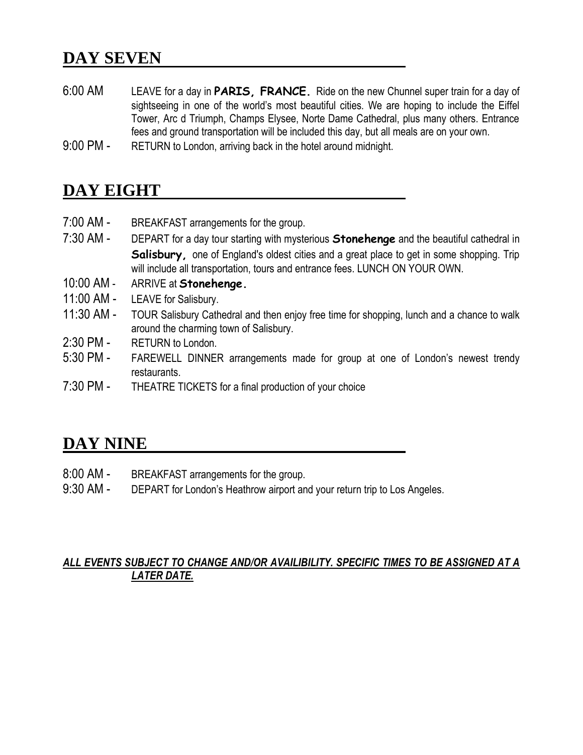## DAY SEVEN

6:00 AM LEAVE for a day in **PARIS, FRANCE.** Ride on the new Chunnel super train for a day of sightseeing in one of the world's most beautiful cities. We are hoping to include the Eiffel Tower, Arc d Triumph, Champs Elysee, Norte Dame Cathedral, plus many others. Entrance fees and ground transportation will be included this day, but all meals are on your own.

9:00 PM - RETURN to London, arriving back in the hotel around midnight.

## DAY EIGHT

7:00 AM - BREAKFAST arrangements for the group.

7:30 AM - DEPART for a day tour starting with mysterious **Stonehenge** and the beautiful cathedral in **Salisbury,** one of England's oldest cities and a great place to get in some shopping. Trip will include all transportation, tours and entrance fees. LUNCH ON YOUR OWN.

10:00 AM - ARRIVE at **Stonehenge.**

11:00 AM - LEAVE for Salisbury.

11:30 AM - TOUR Salisbury Cathedral and then enjoy free time for shopping, lunch and a chance to walk around the charming town of Salisbury.

2:30 PM - RETURN to London.

5:30 PM - FAREWELL DINNER arrangements made for group at one of London's newest trendy restaurants.

7:30 PM - THEATRE TICKETS for a final production of your choice

## DAY NINE

8:00 AM - BREAKFAST arrangements for the group.

9:30 AM - DEPART for London's Heathrow airport and your return trip to Los Angeles.

***ALL EVENTS SUBJECT TO CHANGE AND/OR AVAILIBILITY. SPECIFIC TIMES TO BE ASSIGNED AT A LATER DATE.***